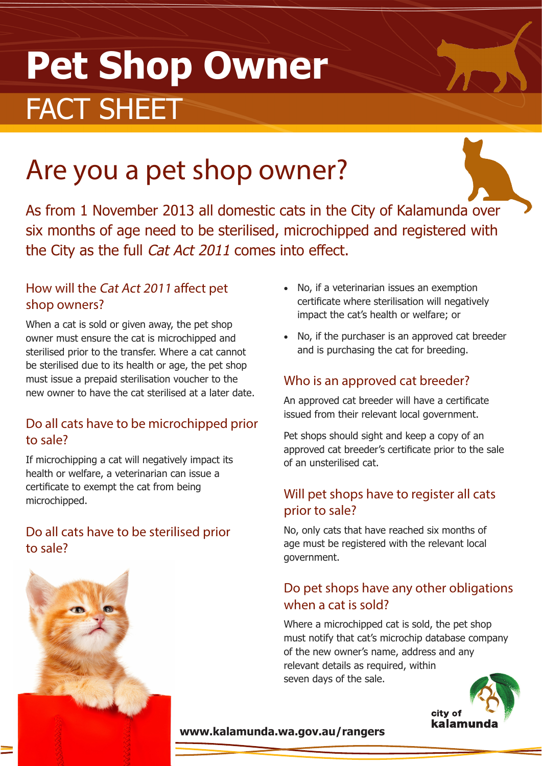# Pet Shop Owner

## FACT SHEET

# Are you a pet shop owner?

As from 1 November 2013 all domestic cats in the City of Kalamunda over six months of age need to be sterilised, microchipped and registered with the City as the full *Cat Act 2011* comes into effect.

### How will the *Cat Act 2011* affect pet shop owners?

When a cat is sold or given away, the pet shop owner must ensure the cat is microchipped and sterilised prior to the transfer. Where a cat cannot be sterilised due to its health or age, the pet shop must issue a prepaid sterilisation voucher to the new owner to have the cat sterilised at a later date.

### Do all cats have to be microchipped prior to sale?

If microchipping a cat will negatively impact its health or welfare, a veterinarian can issue a certificate to exempt the cat from being microchipped.

### Do all cats have to be sterilised prior to sale?

- No, if a veterinarian issues an exemption certificate where sterilisation will negatively impact the cat's health or welfare; or
- No, if the purchaser is an approved cat breeder and is purchasing the cat for breeding.

### Who is an approved cat breeder?

An approved cat breeder will have a certificate issued from their relevant local government.

Pet shops should sight and keep a copy of an approved cat breeder's certificate prior to the sale of an unsterilised cat.

### Will pet shops have to register all cats prior to sale?

No, only cats that have reached six months of age must be registered with the relevant local government.

### Do pet shops have any other obligations when a cat is sold?

Where a microchipped cat is sold, the pet shop must notify that cat's microchip database company of the new owner's name, address and any relevant details as required, within seven days of the sale.

**www.kalamunda.wa.gov.au/rangers**

city of kalamunda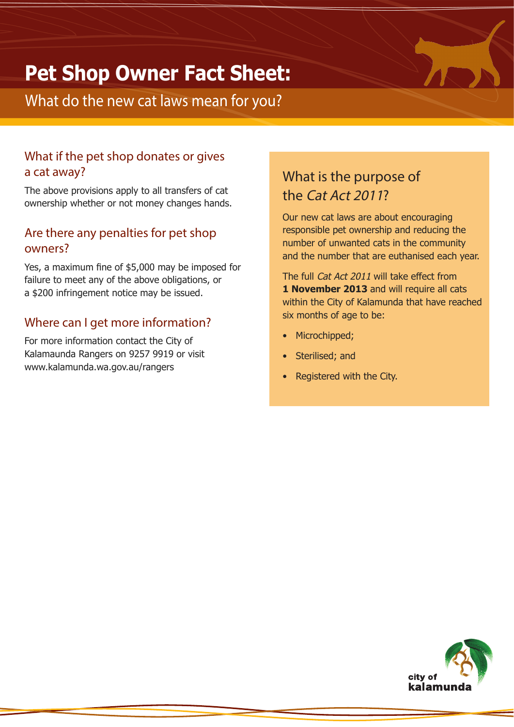# Pet Shop Owner Fact Sheet:

What do the new cat laws mean for you?

## What if the pet shop donates or gives a cat away?

The above provisions apply to all transfers of cat ownership whether or not money changes hands.

## Are there any penalties for pet shop owners?

Yes, a maximum fine of $5,000 may be imposed for failure to meet any of the above obligations, or a $200 infringement notice may be issued.

## Where can I get more information?

For more information contact the City of Kalamaunda Rangers on 9257 9919 or visit www.kalamunda.wa.gov.au/rangers

## What is the purpose of the *Cat Act 2011*?

Our new cat laws are about encouraging responsible pet ownership and reducing the number of unwanted cats in the community and the number that are euthanised each year.

The full *Cat Act 2011* will take effect from **1 November 2013** and will require all cats within the City of Kalamunda that have reached six months of age to be:

- Microchipped;
- Sterilised; and
- Registered with the City.

city of kalamunda